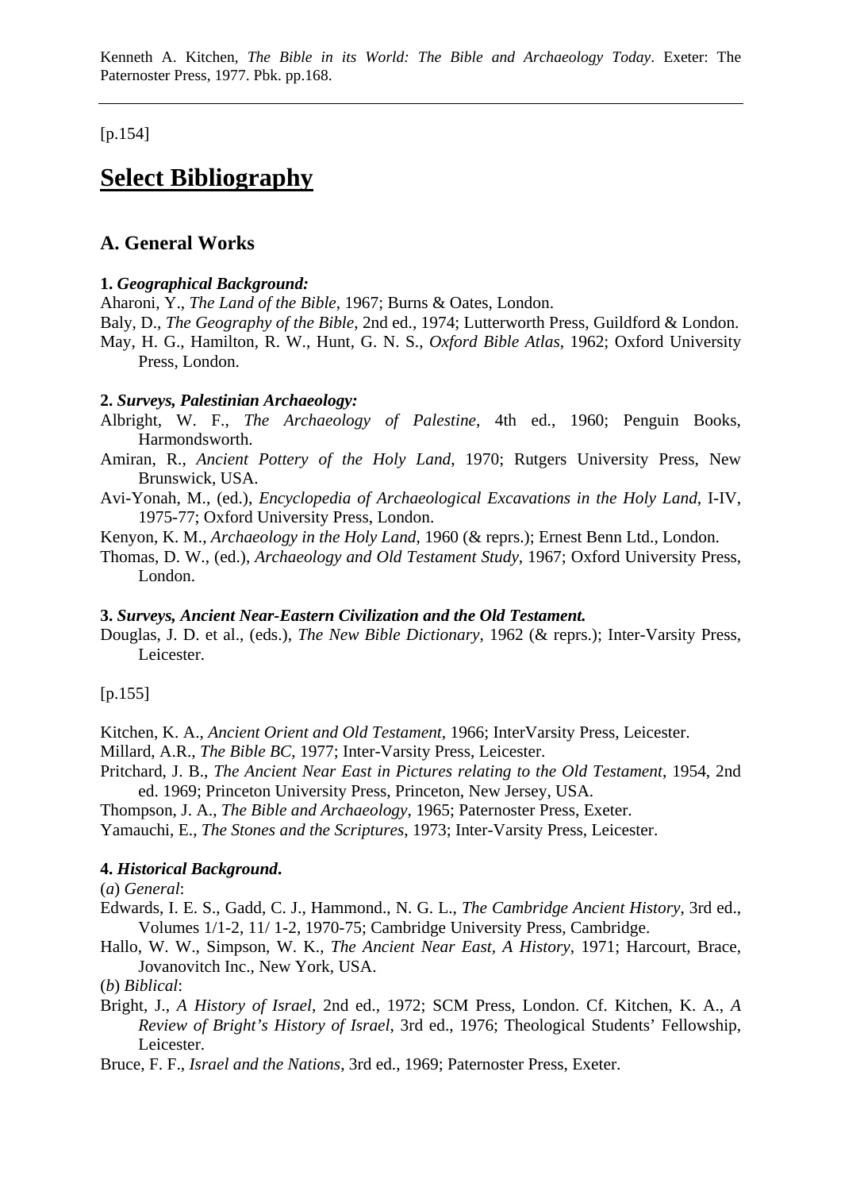Kenneth A. Kitchen, *The Bible in its World: The Bible and Archaeology Today*. Exeter: The Paternoster Press, 1977. Pbk. pp.168.

---

[p.154]

# Select Bibliography

## A. General Works

**1.** ***Geographical Background:***

Aharoni, Y., *The Land of the Bible*, 1967; Burns & Oates, London.

Baly, D., *The Geography of the Bible*, 2nd ed., 1974; Lutterworth Press, Guildford & London.

May, H. G., Hamilton, R. W., Hunt, G. N. S., *Oxford Bible Atlas*, 1962; Oxford University Press, London.

**2.** ***Surveys, Palestinian Archaeology:***

Albright, W. F., *The Archaeology of Palestine*, 4th ed., 1960; Penguin Books, Harmondsworth.

Amiran, R., *Ancient Pottery of the Holy Land*, 1970; Rutgers University Press, New Brunswick, USA.

Avi-Yonah, M., (ed.), *Encyclopedia of Archaeological Excavations in the Holy Land*, I-IV, 1975-77; Oxford University Press, London.

Kenyon, K. M., *Archaeology in the Holy Land*, 1960 (& reprs.); Ernest Benn Ltd., London.

Thomas, D. W., (ed.), *Archaeology and Old Testament Study*, 1967; Oxford University Press, London.

**3.** ***Surveys, Ancient Near-Eastern Civilization and the Old Testament.***

Douglas, J. D. et al., (eds.), *The New Bible Dictionary*, 1962 (& reprs.); Inter-Varsity Press, Leicester.

[p.155]

Kitchen, K. A., *Ancient Orient and Old Testament*, 1966; InterVarsity Press, Leicester.

Millard, A.R., *The Bible BC*, 1977; Inter-Varsity Press, Leicester.

Pritchard, J. B., *The Ancient Near East in Pictures relating to the Old Testament*, 1954, 2nd ed. 1969; Princeton University Press, Princeton, New Jersey, USA.

Thompson, J. A., *The Bible and Archaeology*, 1965; Paternoster Press, Exeter.

Yamauchi, E., *The Stones and the Scriptures*, 1973; Inter-Varsity Press, Leicester.

**4.** ***Historical Background*****.**

(*a*) *General*:

Edwards, I. E. S., Gadd, C. J., Hammond., N. G. L., *The Cambridge Ancient History*, 3rd ed., Volumes 1/1-2, 11/ 1-2, 1970-75; Cambridge University Press, Cambridge.

Hallo, W. W., Simpson, W. K., *The Ancient Near East, A History*, 1971; Harcourt, Brace, Jovanovitch Inc., New York, USA.

(*b*) *Biblical*:

Bright, J., *A History of Israel*, 2nd ed., 1972; SCM Press, London. Cf. Kitchen, K. A., *A Review of Bright's History of Israel*, 3rd ed., 1976; Theological Students' Fellowship, Leicester.

Bruce, F. F., *Israel and the Nations*, 3rd ed., 1969; Paternoster Press, Exeter.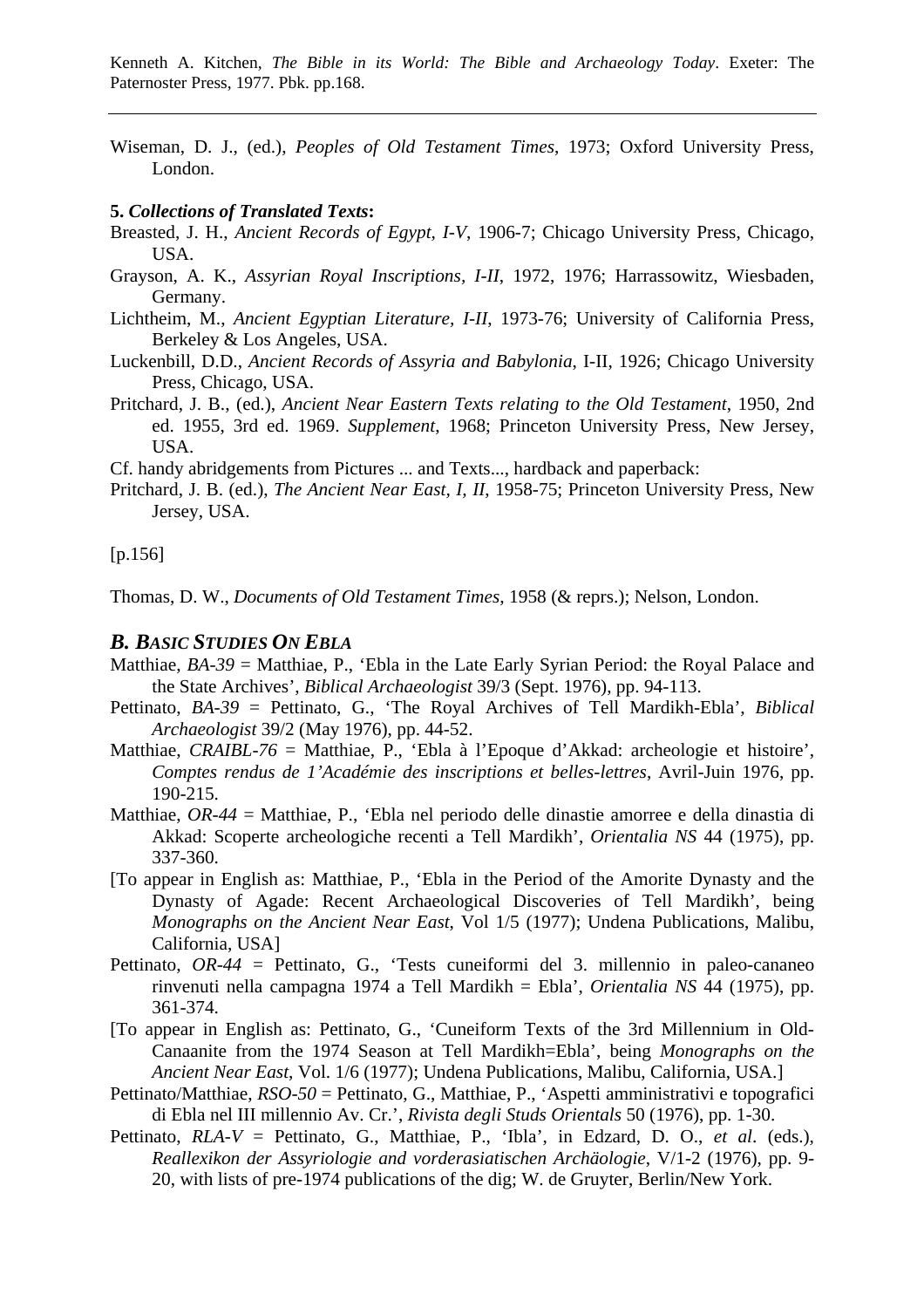Wiseman, D. J., (ed.), *Peoples of Old Testament Times*, 1973; Oxford University Press, London.

**5. *Collections of Translated Texts*:**

Breasted, J. H., *Ancient Records of Egypt, I-V*, 1906-7; Chicago University Press, Chicago, USA.

Grayson, A. K., *Assyrian Royal Inscriptions, I-II*, 1972, 1976; Harrassowitz, Wiesbaden, Germany.

Lichtheim, M., *Ancient Egyptian Literature, I-II*, 1973-76; University of California Press, Berkeley & Los Angeles, USA.

Luckenbill, D.D., *Ancient Records of Assyria and Babylonia*, I-II, 1926; Chicago University Press, Chicago, USA.

Pritchard, J. B., (ed.), *Ancient Near Eastern Texts relating to the Old Testament*, 1950, 2nd ed. 1955, 3rd ed. 1969. *Supplement*, 1968; Princeton University Press, New Jersey, USA.

Cf. handy abridgements from Pictures ... and Texts..., hardback and paperback:

Pritchard, J. B. (ed.), *The Ancient Near East, I, II*, 1958-75; Princeton University Press, New Jersey, USA.

[p.156]

Thomas, D. W., *Documents of Old Testament Times*, 1958 (& reprs.); Nelson, London.

### *B. Basic Studies On Ebla*

Matthiae, *BA-39* = Matthiae, P., 'Ebla in the Late Early Syrian Period: the Royal Palace and the State Archives', *Biblical Archaeologist* 39/3 (Sept. 1976), pp. 94-113.

Pettinato, *BA-39* = Pettinato, G., 'The Royal Archives of Tell Mardikh-Ebla', *Biblical Archaeologist* 39/2 (May 1976), pp. 44-52.

Matthiae, *CRAIBL-76* = Matthiae, P., 'Ebla à l'Epoque d'Akkad: archeologie et histoire', *Comptes rendus de 1'Académie des inscriptions et belles-lettres*, Avril-Juin 1976, pp. 190-215.

Matthiae, *OR-44* = Matthiae, P., 'Ebla nel periodo delle dinastie amorree e della dinastia di Akkad: Scoperte archeologiche recenti a Tell Mardikh', *Orientalia NS* 44 (1975), pp. 337-360.

[To appear in English as: Matthiae, P., 'Ebla in the Period of the Amorite Dynasty and the Dynasty of Agade: Recent Archaeological Discoveries of Tell Mardikh', being *Monographs on the Ancient Near East*, Vol 1/5 (1977); Undena Publications, Malibu, California, USA]

Pettinato, *OR-44* = Pettinato, G., 'Tests cuneiformi del 3. millennio in paleo-cananeo rinvenuti nella campagna 1974 a Tell Mardikh = Ebla', *Orientalia NS* 44 (1975), pp. 361-374.

[To appear in English as: Pettinato, G., 'Cuneiform Texts of the 3rd Millennium in Old-Canaanite from the 1974 Season at Tell Mardikh=Ebla', being *Monographs on the Ancient Near East*, Vol. 1/6 (1977); Undena Publications, Malibu, California, USA.]

Pettinato/Matthiae, *RSO-50* = Pettinato, G., Matthiae, P., 'Aspetti amministrativi e topografici di Ebla nel III millennio Av. Cr.', *Rivista degli Studs Orientals* 50 (1976), pp. 1-30.

Pettinato, *RLA-V* = Pettinato, G., Matthiae, P., 'Ibla', in Edzard, D. O., *et al*. (eds.), *Reallexikon der Assyriologie and vorderasiatischen Archäologie*, V/1-2 (1976), pp. 9-20, with lists of pre-1974 publications of the dig; W. de Gruyter, Berlin/New York.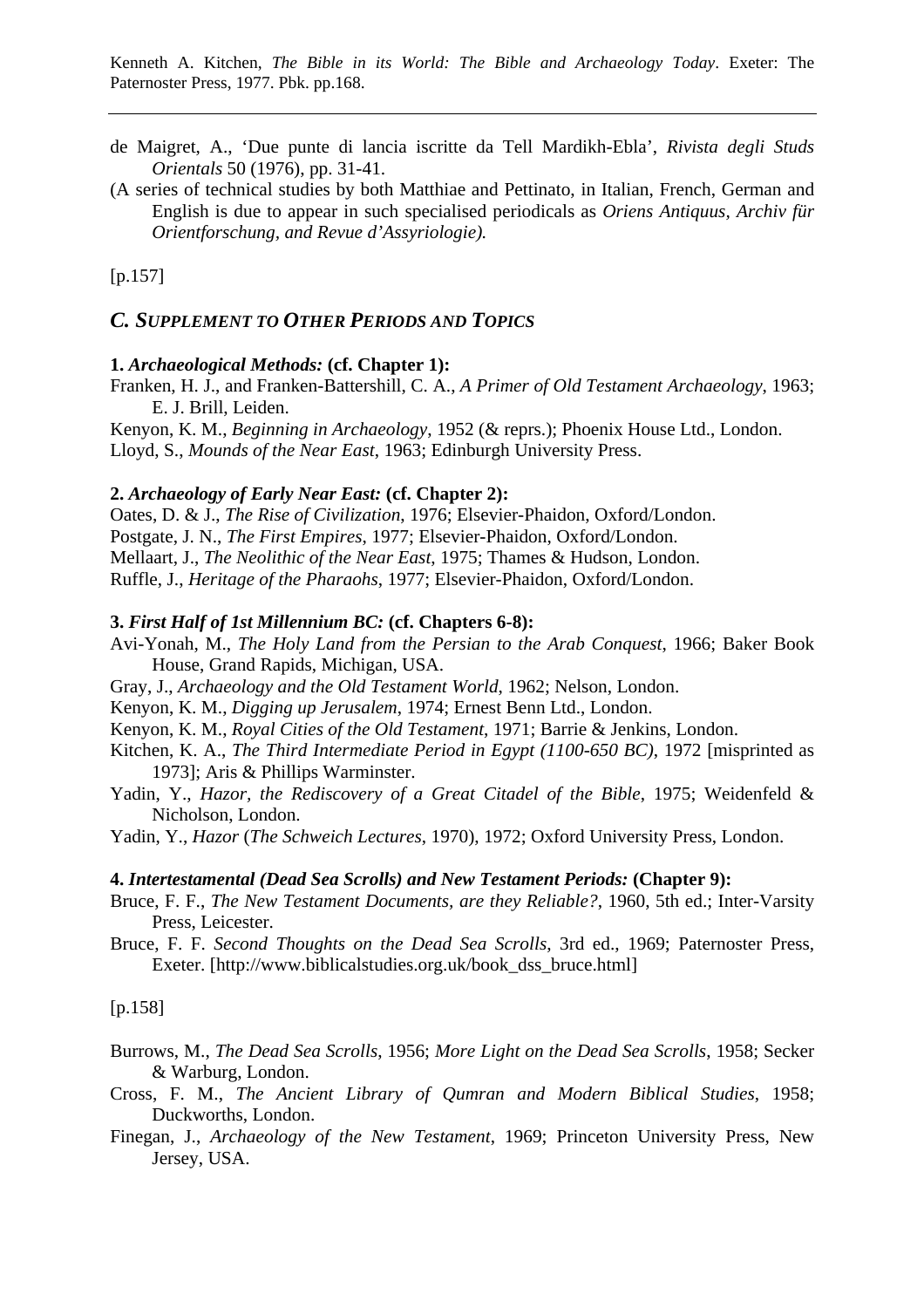de Maigret, A., 'Due punte di lancia iscritte da Tell Mardikh-Ebla', *Rivista degli Studs Orientals* 50 (1976), pp. 31-41.

(A series of technical studies by both Matthiae and Pettinato, in Italian, French, German and English is due to appear in such specialised periodicals as *Oriens Antiquus, Archiv für Orientforschung, and Revue d'Assyriologie).*

[p.157]

## *C. SUPPLEMENT TO OTHER PERIODS AND TOPICS*

**1.** ***Archaeological Methods:*** **(cf. Chapter 1):**

Franken, H. J., and Franken-Battershill, C. A., *A Primer of Old Testament Archaeology*, 1963; E. J. Brill, Leiden.

Kenyon, K. M., *Beginning in Archaeology*, 1952 (& reprs.); Phoenix House Ltd., London.

Lloyd, S., *Mounds of the Near East*, 1963; Edinburgh University Press.

**2.** ***Archaeology of Early Near East:*** **(cf. Chapter 2):**

Oates, D. & J., *The Rise of Civilization*, 1976; Elsevier-Phaidon, Oxford/London.

Postgate, J. N., *The First Empires*, 1977; Elsevier-Phaidon, Oxford/London.

Mellaart, J., *The Neolithic of the Near East*, 1975; Thames & Hudson, London.

Ruffle, J., *Heritage of the Pharaohs*, 1977; Elsevier-Phaidon, Oxford/London.

**3.** ***First Half of 1st Millennium BC:*** **(cf. Chapters 6-8):**

Avi-Yonah, M., *The Holy Land from the Persian to the Arab Conquest*, 1966; Baker Book House, Grand Rapids, Michigan, USA.

Gray, J., *Archaeology and the Old Testament World*, 1962; Nelson, London.

Kenyon, K. M., *Digging up Jerusalem*, 1974; Ernest Benn Ltd., London.

Kenyon, K. M., *Royal Cities of the Old Testament*, 1971; Barrie & Jenkins, London.

Kitchen, K. A., *The Third Intermediate Period in Egypt (1100-650 BC)*, 1972 [misprinted as 1973]; Aris & Phillips Warminster.

Yadin, Y., *Hazor, the Rediscovery of a Great Citadel of the Bible*, 1975; Weidenfeld & Nicholson, London.

Yadin, Y., *Hazor* (*The Schweich Lectures*, 1970), 1972; Oxford University Press, London.

**4.** ***Intertestamental (Dead Sea Scrolls) and New Testament Periods:*** **(Chapter 9):**

Bruce, F. F., *The New Testament Documents, are they Reliable?*, 1960, 5th ed.; Inter-Varsity Press, Leicester.

Bruce, F. F. *Second Thoughts on the Dead Sea Scrolls*, 3rd ed., 1969; Paternoster Press, Exeter. [http://www.biblicalstudies.org.uk/book_dss_bruce.html]

[p.158]

Burrows, M., *The Dead Sea Scrolls*, 1956; *More Light on the Dead Sea Scrolls*, 1958; Secker & Warburg, London.

Cross, F. M., *The Ancient Library of Qumran and Modern Biblical Studies*, 1958; Duckworths, London.

Finegan, J., *Archaeology of the New Testament*, 1969; Princeton University Press, New Jersey, USA.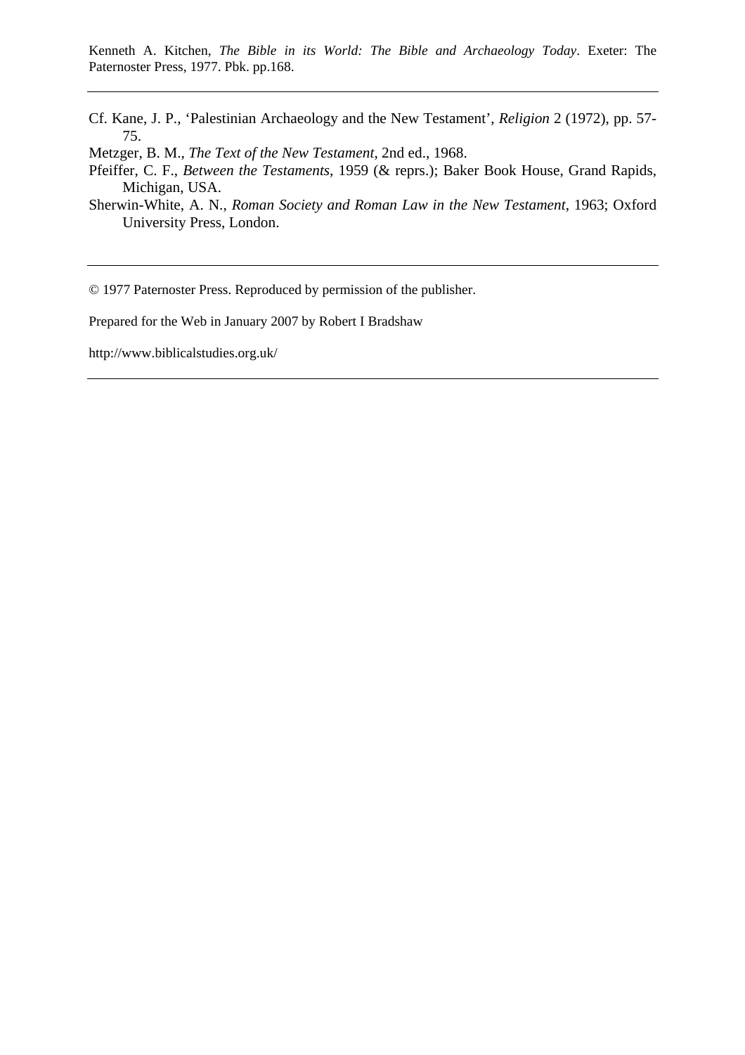Kenneth A. Kitchen, *The Bible in its World: The Bible and Archaeology Today*. Exeter: The Paternoster Press, 1977. Pbk. pp.168.

---

Cf. Kane, J. P., 'Palestinian Archaeology and the New Testament', *Religion* 2 (1972), pp. 57-75.

Metzger, B. M., *The Text of the New Testament*, 2nd ed., 1968.

Pfeiffer, C. F., *Between the Testaments*, 1959 (& reprs.); Baker Book House, Grand Rapids, Michigan, USA.

Sherwin-White, A. N., *Roman Society and Roman Law in the New Testament*, 1963; Oxford University Press, London.

---

© 1977 Paternoster Press. Reproduced by permission of the publisher.

Prepared for the Web in January 2007 by Robert I Bradshaw

http://www.biblicalstudies.org.uk/